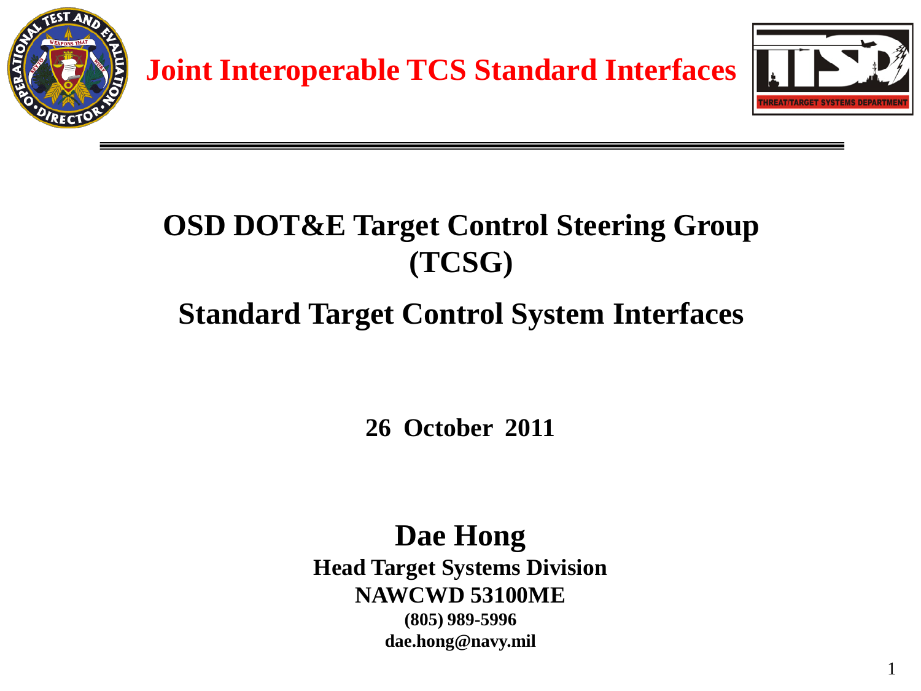# Joint Interoperable TCS Standard Interfaces

## OSD DOT&E Target Control Steering Group (TCSG)

## Standard Target Control System Interfaces

**26 October 2011**

**Dae Hong**

**Head Target Systems Division**

**NAWCWD 53100ME**

**(805) 989-5996**

**dae.hong@navy.mil**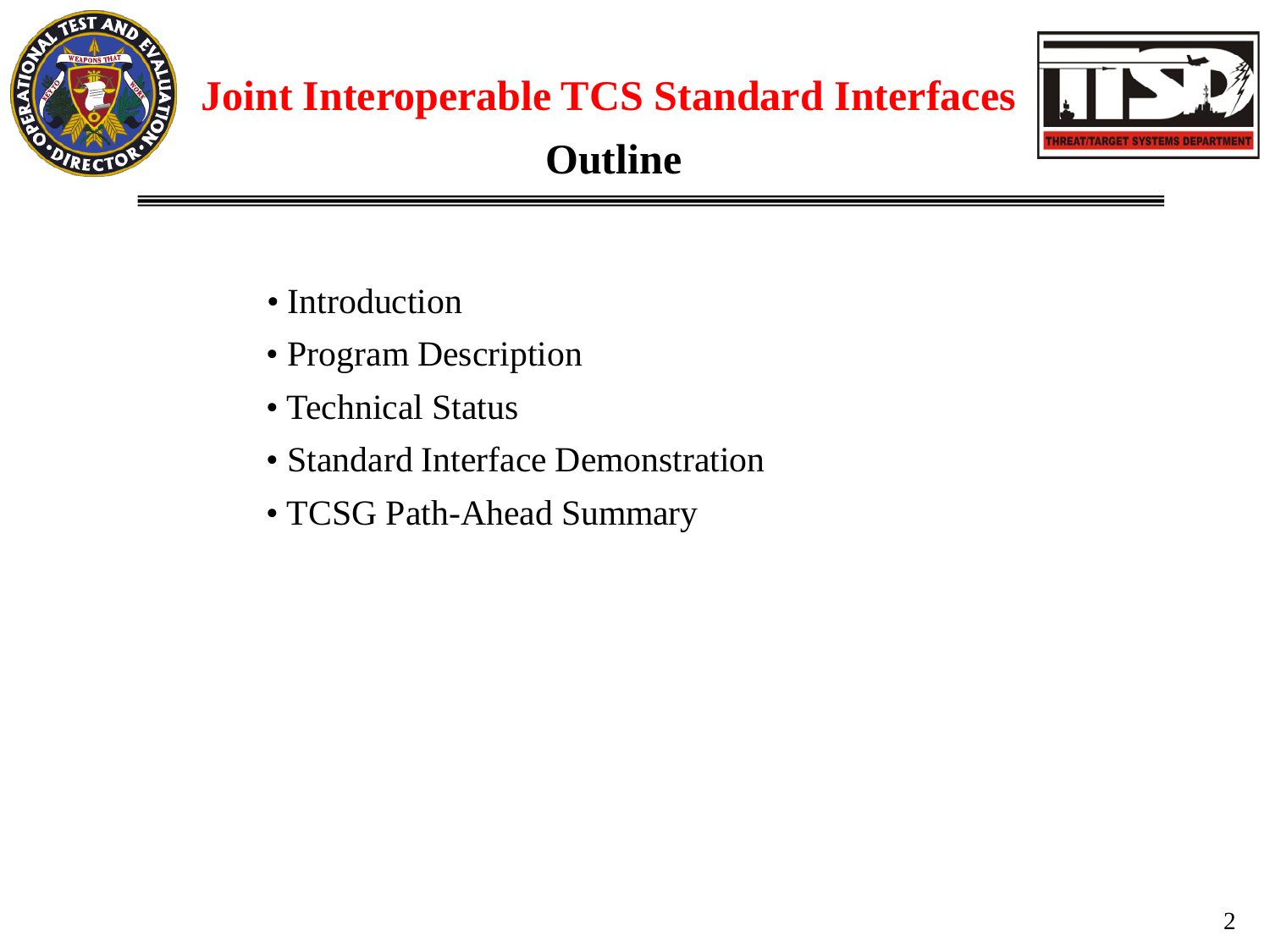# Joint Interoperable TCS Standard Interfaces

## Outline

- Introduction
- Program Description
- Technical Status
- Standard Interface Demonstration
- TCSG Path-Ahead Summary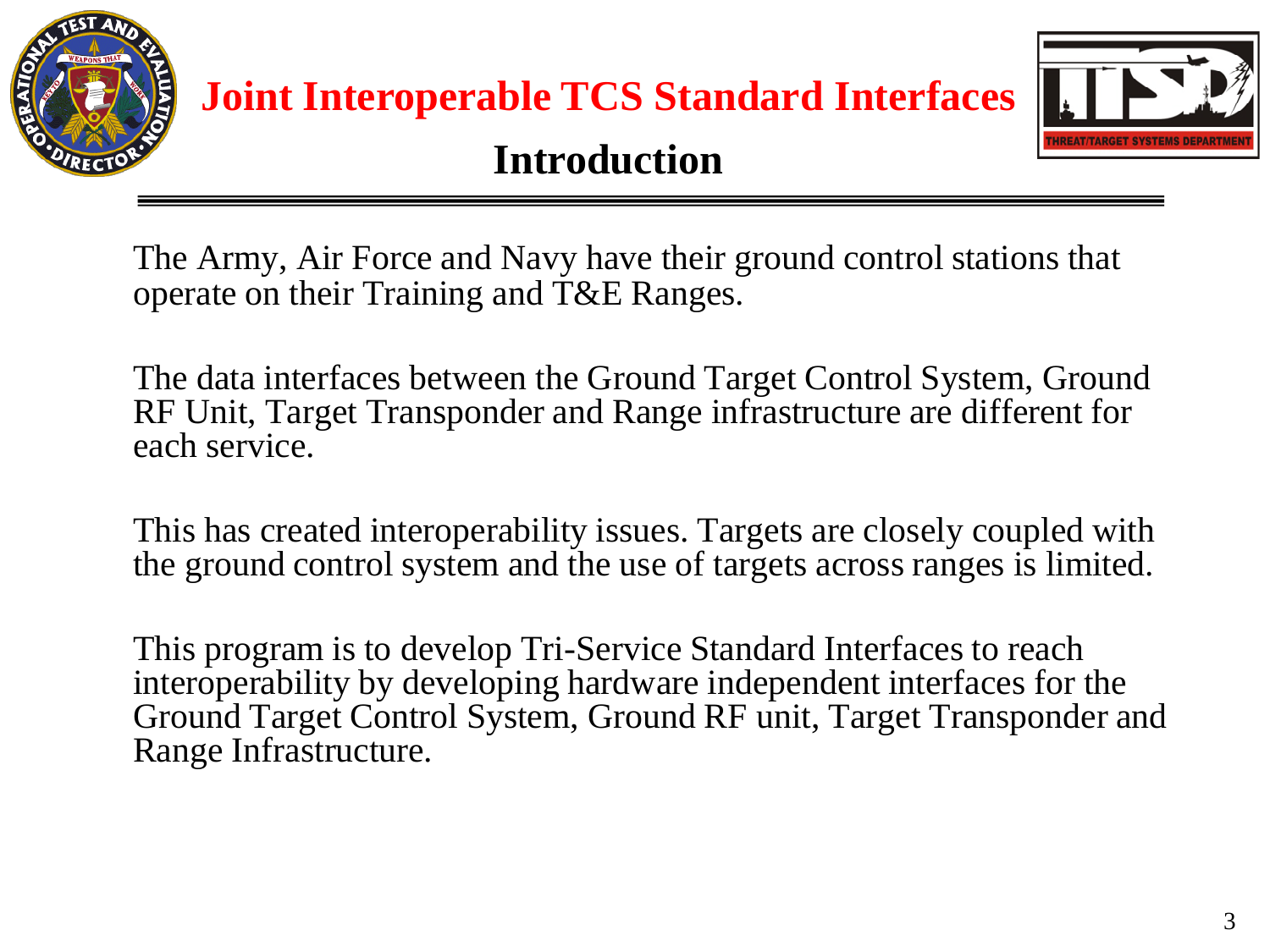# Joint Interoperable TCS Standard Interfaces

## Introduction

The Army, Air Force and Navy have their ground control stations that operate on their Training and T&E Ranges.

The data interfaces between the Ground Target Control System, Ground RF Unit, Target Transponder and Range infrastructure are different for each service.

This has created interoperability issues. Targets are closely coupled with the ground control system and the use of targets across ranges is limited.

This program is to develop Tri-Service Standard Interfaces to reach interoperability by developing hardware independent interfaces for the Ground Target Control System, Ground RF unit, Target Transponder and Range Infrastructure.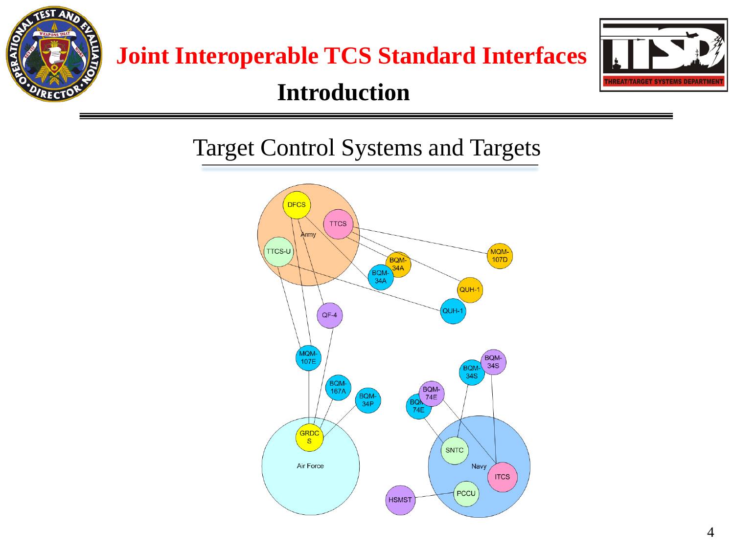# Joint Interoperable TCS Standard Interfaces

## Introduction

### Target Control Systems and Targets

Army: DFCS, TTCS, TTCS-U

Air Force: GRDCS

Navy: SNTC, ITCS, PCCU

Targets: MQM-107D, BQM-34A, BQM-34A, QUH-1, QUH-1, QF-4, MQM-107E, BQM-167A, BQM-34P, BQM-34S, BQM-34S, BQM-74E, BQM-74E, HSMST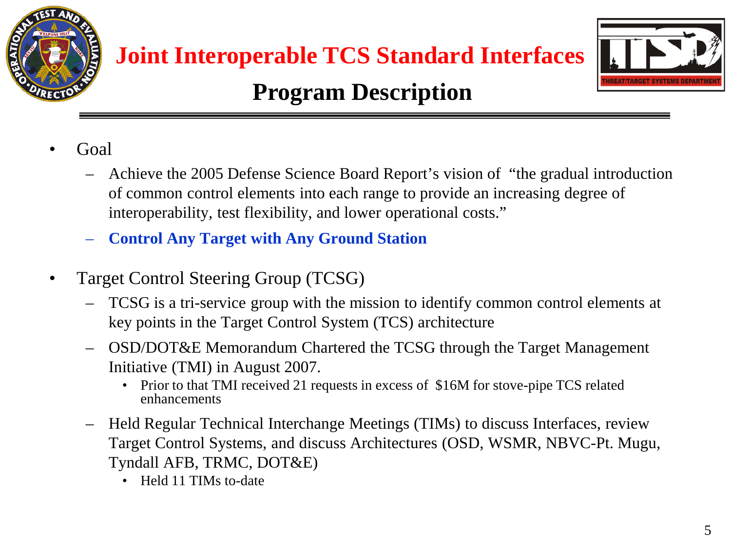# Joint Interoperable TCS Standard Interfaces

## Program Description

- Goal
  - Achieve the 2005 Defense Science Board Report's vision of "the gradual introduction of common control elements into each range to provide an increasing degree of interoperability, test flexibility, and lower operational costs."
  - **Control Any Target with Any Ground Station**
- Target Control Steering Group (TCSG)
  - TCSG is a tri-service group with the mission to identify common control elements at key points in the Target Control System (TCS) architecture
  - OSD/DOT&E Memorandum Chartered the TCSG through the Target Management Initiative (TMI) in August 2007.
    - Prior to that TMI received 21 requests in excess of $16M for stove-pipe TCS related enhancements
  - Held Regular Technical Interchange Meetings (TIMs) to discuss Interfaces, review Target Control Systems, and discuss Architectures (OSD, WSMR, NBVC-Pt. Mugu, Tyndall AFB, TRMC, DOT&E)
    - Held 11 TIMs to-date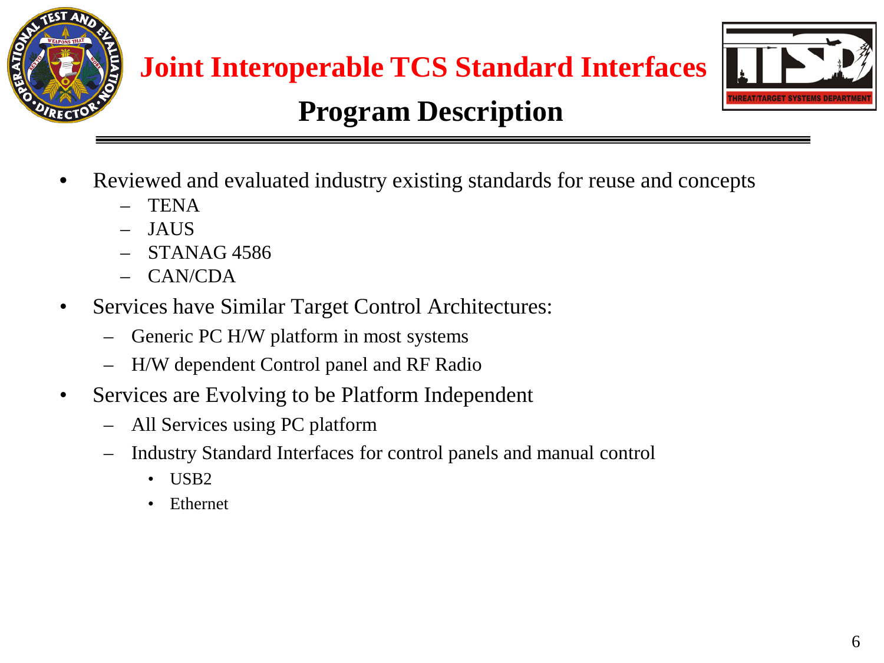# Joint Interoperable TCS Standard Interfaces

## Program Description

- Reviewed and evaluated industry existing standards for reuse and concepts
  - TENA
  - JAUS
  - STANAG 4586
  - CAN/CDA
- Services have Similar Target Control Architectures:
  - Generic PC H/W platform in most systems
  - H/W dependent Control panel and RF Radio
- Services are Evolving to be Platform Independent
  - All Services using PC platform
  - Industry Standard Interfaces for control panels and manual control
    - USB2
    - Ethernet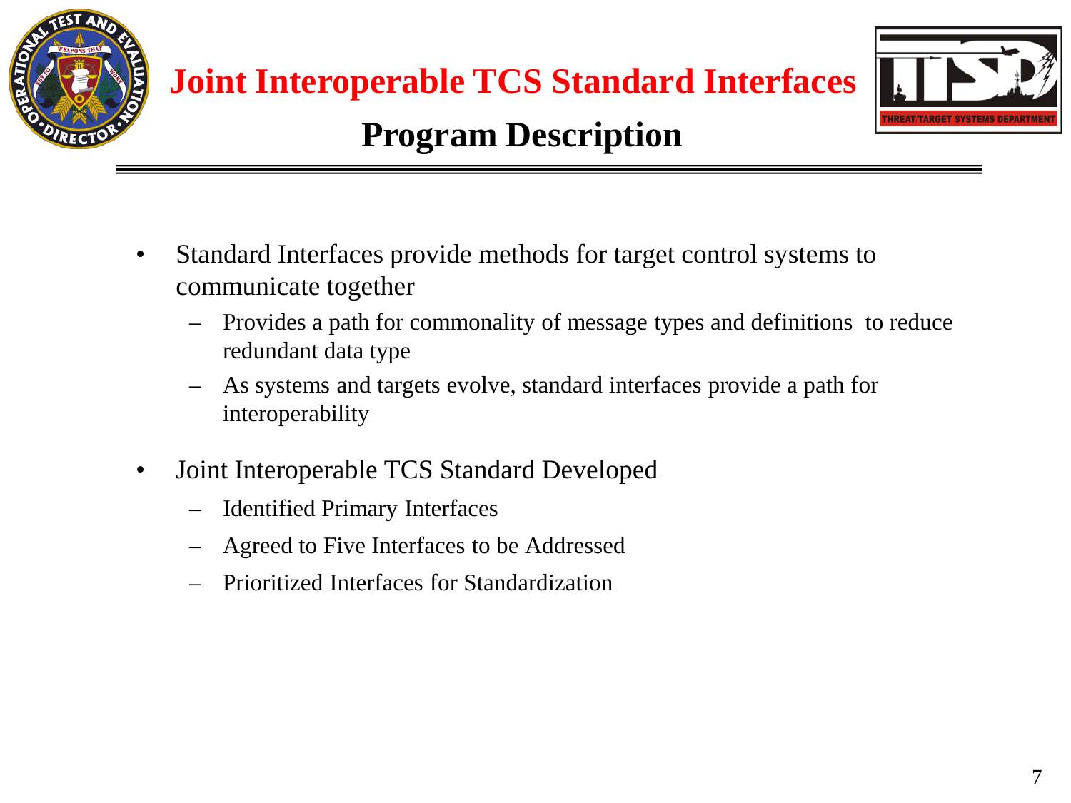# Joint Interoperable TCS Standard Interfaces

## Program Description

- Standard Interfaces provide methods for target control systems to communicate together
  - Provides a path for commonality of message types and definitions to reduce redundant data type
  - As systems and targets evolve, standard interfaces provide a path for interoperability
- Joint Interoperable TCS Standard Developed
  - Identified Primary Interfaces
  - Agreed to Five Interfaces to be Addressed
  - Prioritized Interfaces for Standardization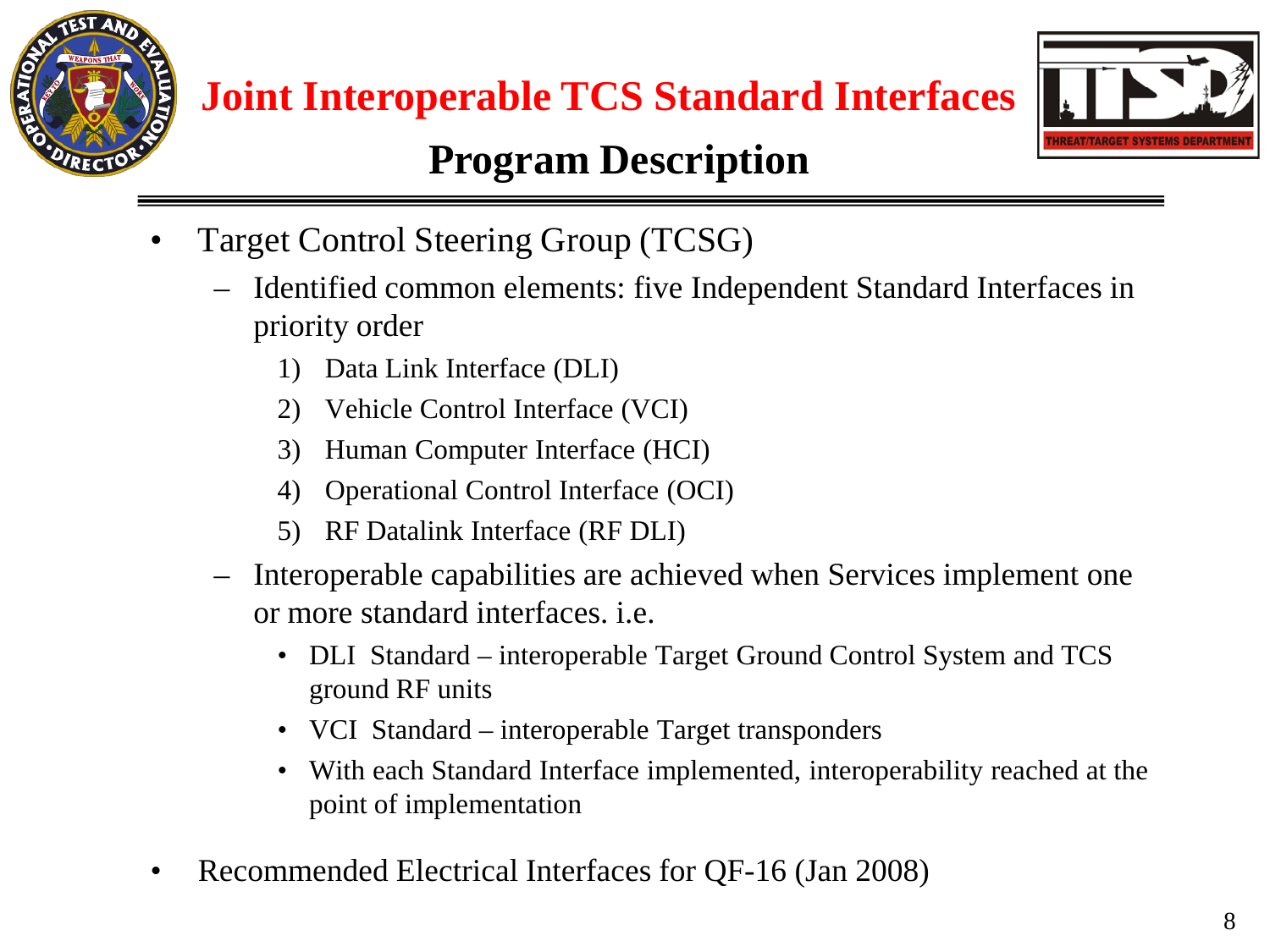# Joint Interoperable TCS Standard Interfaces

## Program Description

- Target Control Steering Group (TCSG)
  - Identified common elements: five Independent Standard Interfaces in priority order
    1) Data Link Interface (DLI)
    2) Vehicle Control Interface (VCI)
    3) Human Computer Interface (HCI)
    4) Operational Control Interface (OCI)
    5) RF Datalink Interface (RF DLI)
  - Interoperable capabilities are achieved when Services implement one or more standard interfaces. i.e.
    - DLI Standard – interoperable Target Ground Control System and TCS ground RF units
    - VCI Standard – interoperable Target transponders
    - With each Standard Interface implemented, interoperability reached at the point of implementation
- Recommended Electrical Interfaces for QF-16 (Jan 2008)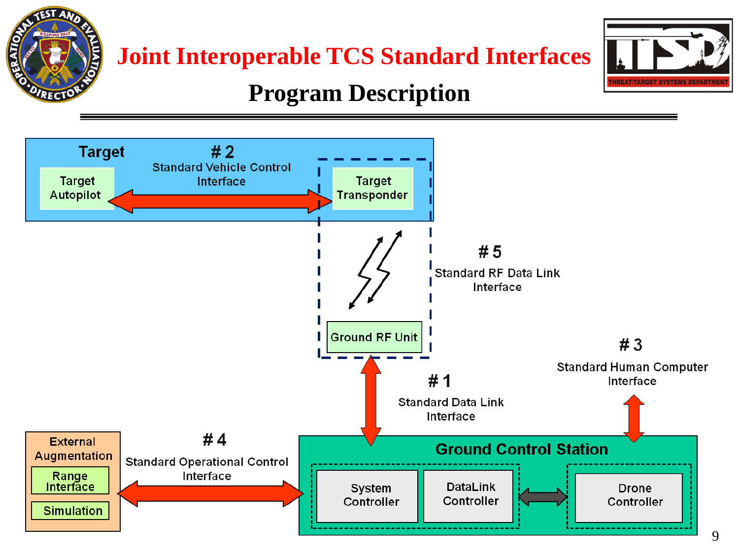# Joint Interoperable TCS Standard Interfaces

## Program Description

**Target**

Target Autopilot

# 2
Standard Vehicle Control Interface

Target Transponder

# 5
Standard RF Data Link Interface

Ground RF Unit

# 3
Standard Human Computer Interface

# 1
Standard Data Link Interface

External Augmentation

Range Interface

Simulation

# 4
Standard Operational Control Interface

**Ground Control Station**

System Controller

DataLink Controller

Drone Controller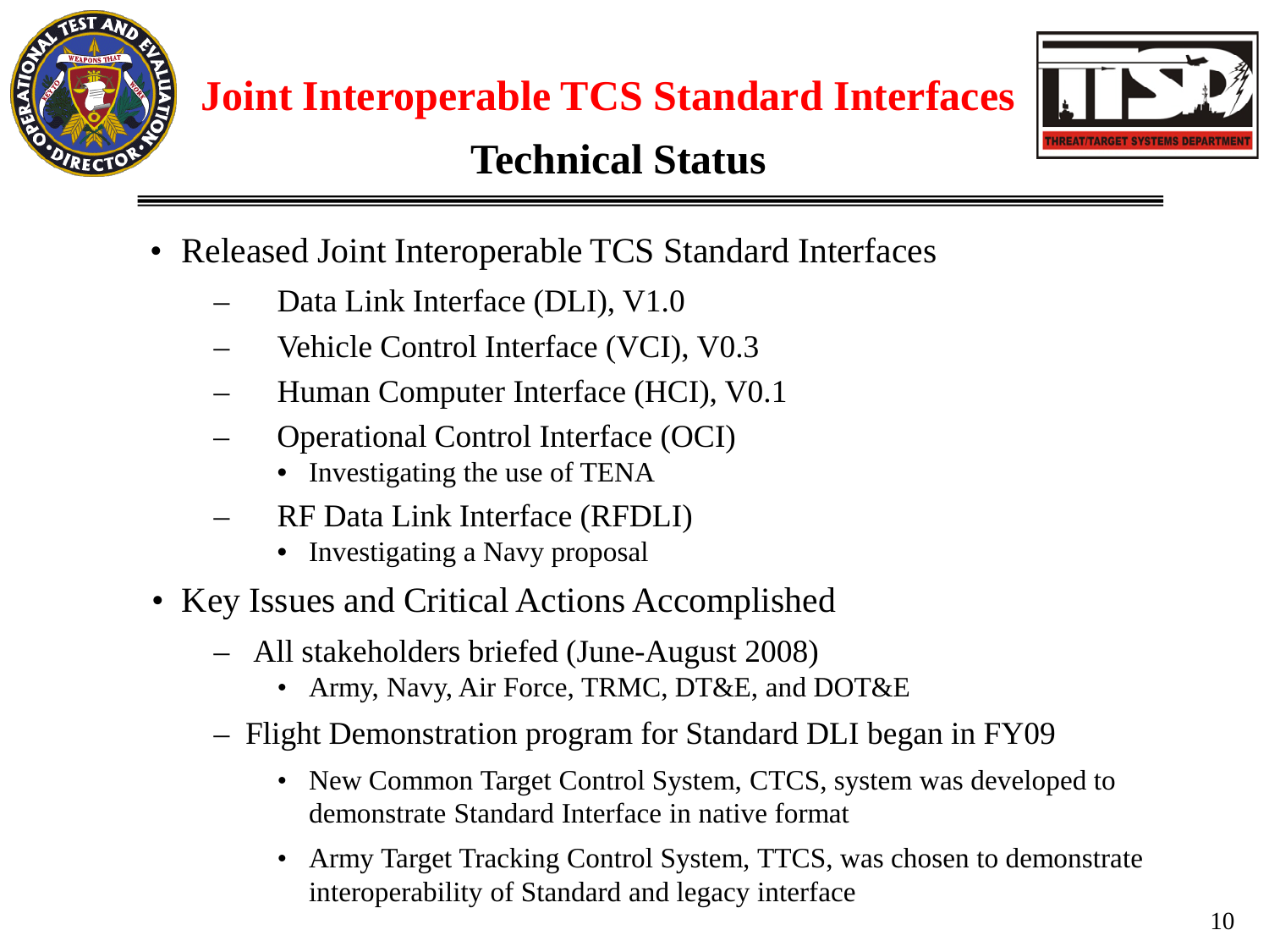# Joint Interoperable TCS Standard Interfaces

## Technical Status

- Released Joint Interoperable TCS Standard Interfaces
  - Data Link Interface (DLI), V1.0
  - Vehicle Control Interface (VCI), V0.3
  - Human Computer Interface (HCI), V0.1
  - Operational Control Interface (OCI)
    - Investigating the use of TENA
  - RF Data Link Interface (RFDLI)
    - Investigating a Navy proposal
- Key Issues and Critical Actions Accomplished
  - All stakeholders briefed (June-August 2008)
    - Army, Navy, Air Force, TRMC, DT&E, and DOT&E
  - Flight Demonstration program for Standard DLI began in FY09
    - New Common Target Control System, CTCS, system was developed to demonstrate Standard Interface in native format
    - Army Target Tracking Control System, TTCS, was chosen to demonstrate interoperability of Standard and legacy interface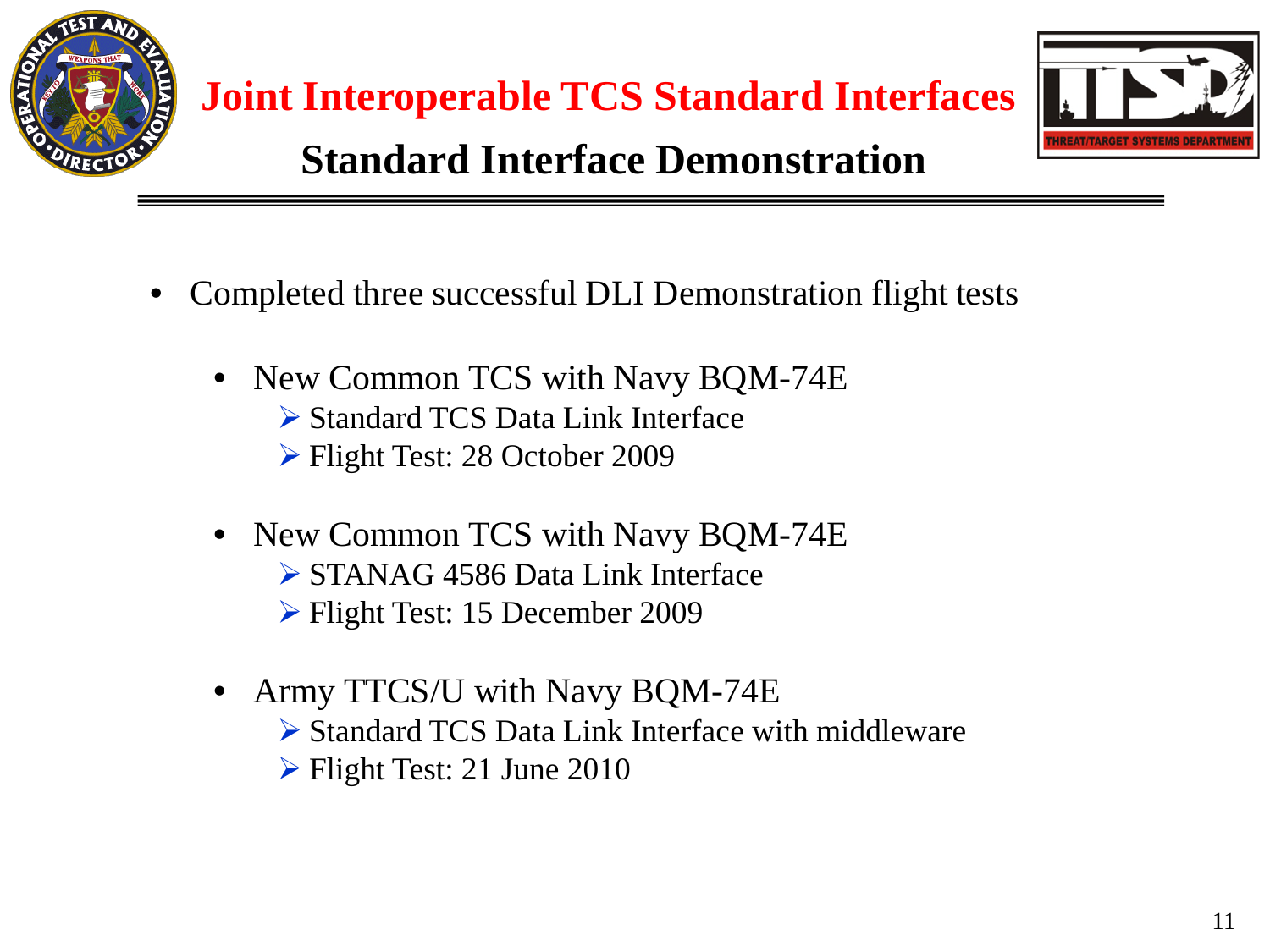# Joint Interoperable TCS Standard Interfaces

## Standard Interface Demonstration

- Completed three successful DLI Demonstration flight tests
  - New Common TCS with Navy BQM-74E
    - Standard TCS Data Link Interface
    - Flight Test: 28 October 2009
  - New Common TCS with Navy BQM-74E
    - STANAG 4586 Data Link Interface
    - Flight Test: 15 December 2009
  - Army TTCS/U with Navy BQM-74E
    - Standard TCS Data Link Interface with middleware
    - Flight Test: 21 June 2010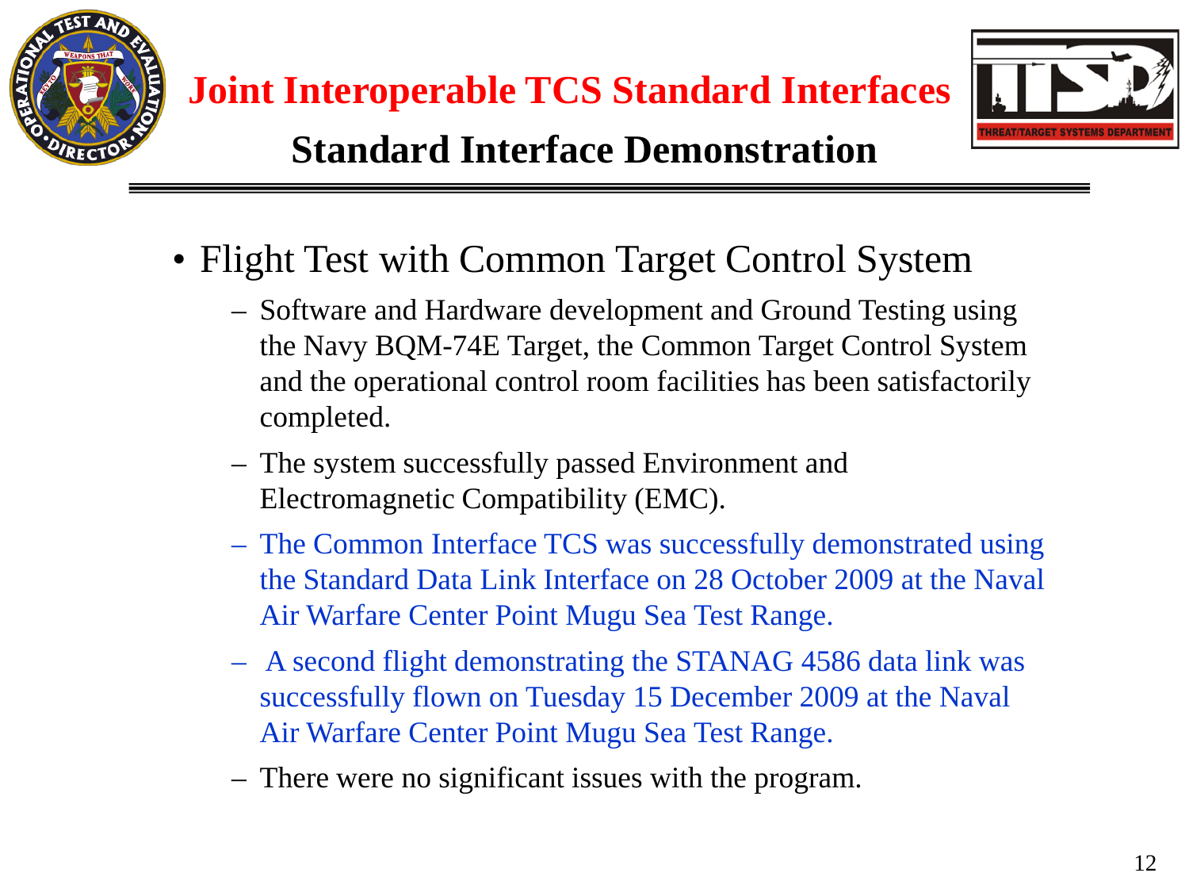# Joint Interoperable TCS Standard Interfaces

## Standard Interface Demonstration

- Flight Test with Common Target Control System
  - Software and Hardware development and Ground Testing using the Navy BQM-74E Target, the Common Target Control System and the operational control room facilities has been satisfactorily completed.
  - The system successfully passed Environment and Electromagnetic Compatibility (EMC).
  - The Common Interface TCS was successfully demonstrated using the Standard Data Link Interface on 28 October 2009 at the Naval Air Warfare Center Point Mugu Sea Test Range.
  - A second flight demonstrating the STANAG 4586 data link was successfully flown on Tuesday 15 December 2009 at the Naval Air Warfare Center Point Mugu Sea Test Range.
  - There were no significant issues with the program.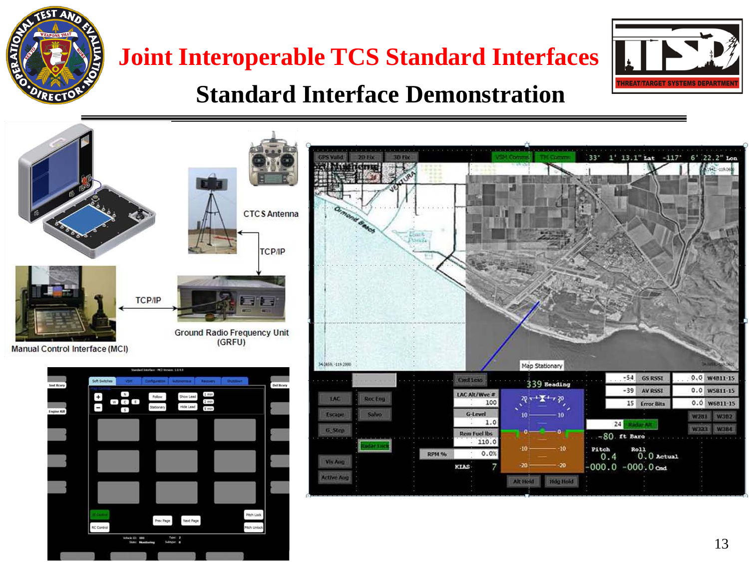# Joint Interoperable TCS Standard Interfaces

## Standard Interface Demonstration

CTCS Antenna

TCP/IP

TCP/IP

Manual Control Interface (MCI)

Ground Radio Frequency Unit (GRFU)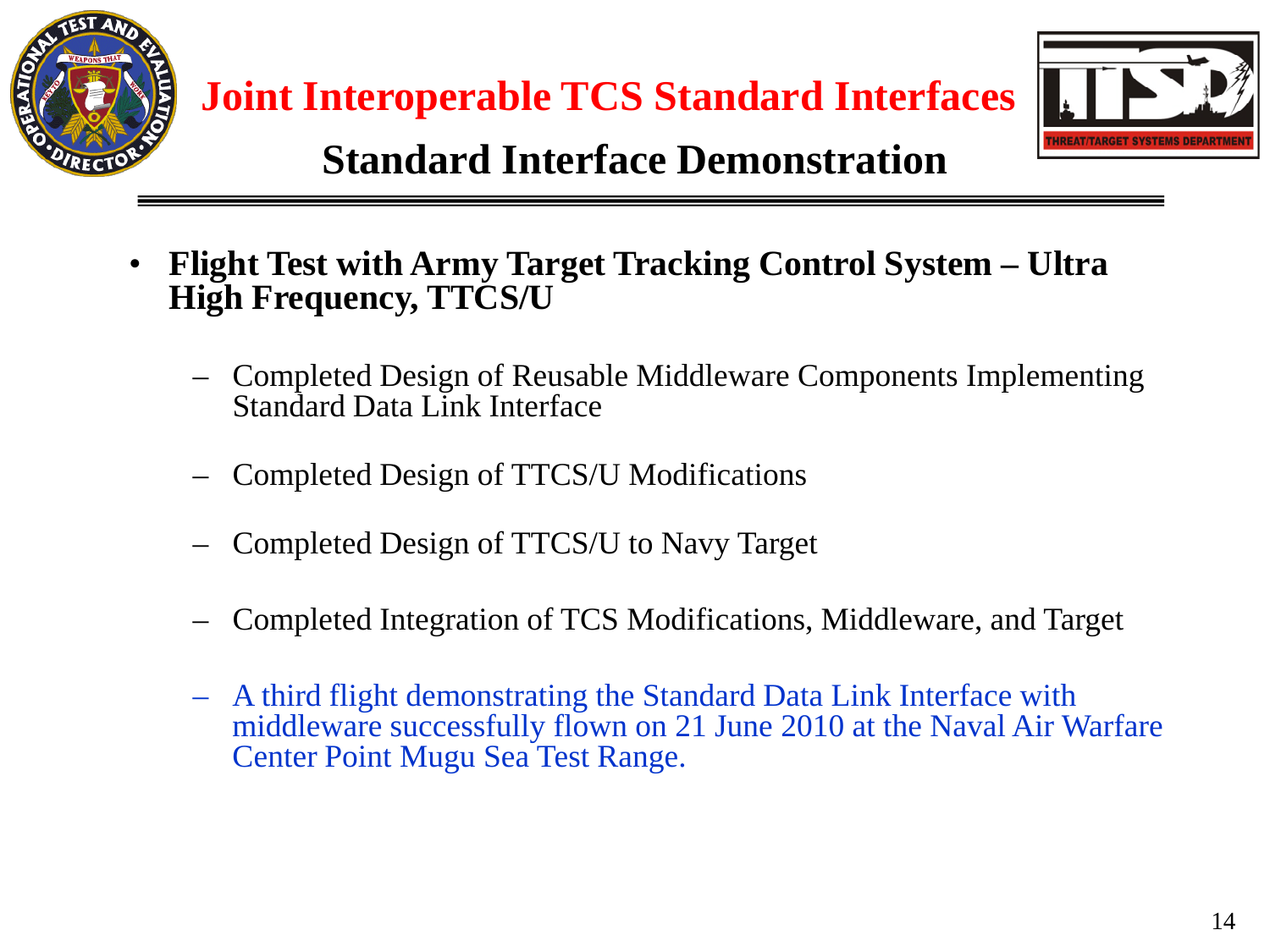# Joint Interoperable TCS Standard Interfaces

## Standard Interface Demonstration

- **Flight Test with Army Target Tracking Control System – Ultra High Frequency, TTCS/U**
  - Completed Design of Reusable Middleware Components Implementing Standard Data Link Interface
  - Completed Design of TTCS/U Modifications
  - Completed Design of TTCS/U to Navy Target
  - Completed Integration of TCS Modifications, Middleware, and Target
  - A third flight demonstrating the Standard Data Link Interface with middleware successfully flown on 21 June 2010 at the Naval Air Warfare Center Point Mugu Sea Test Range.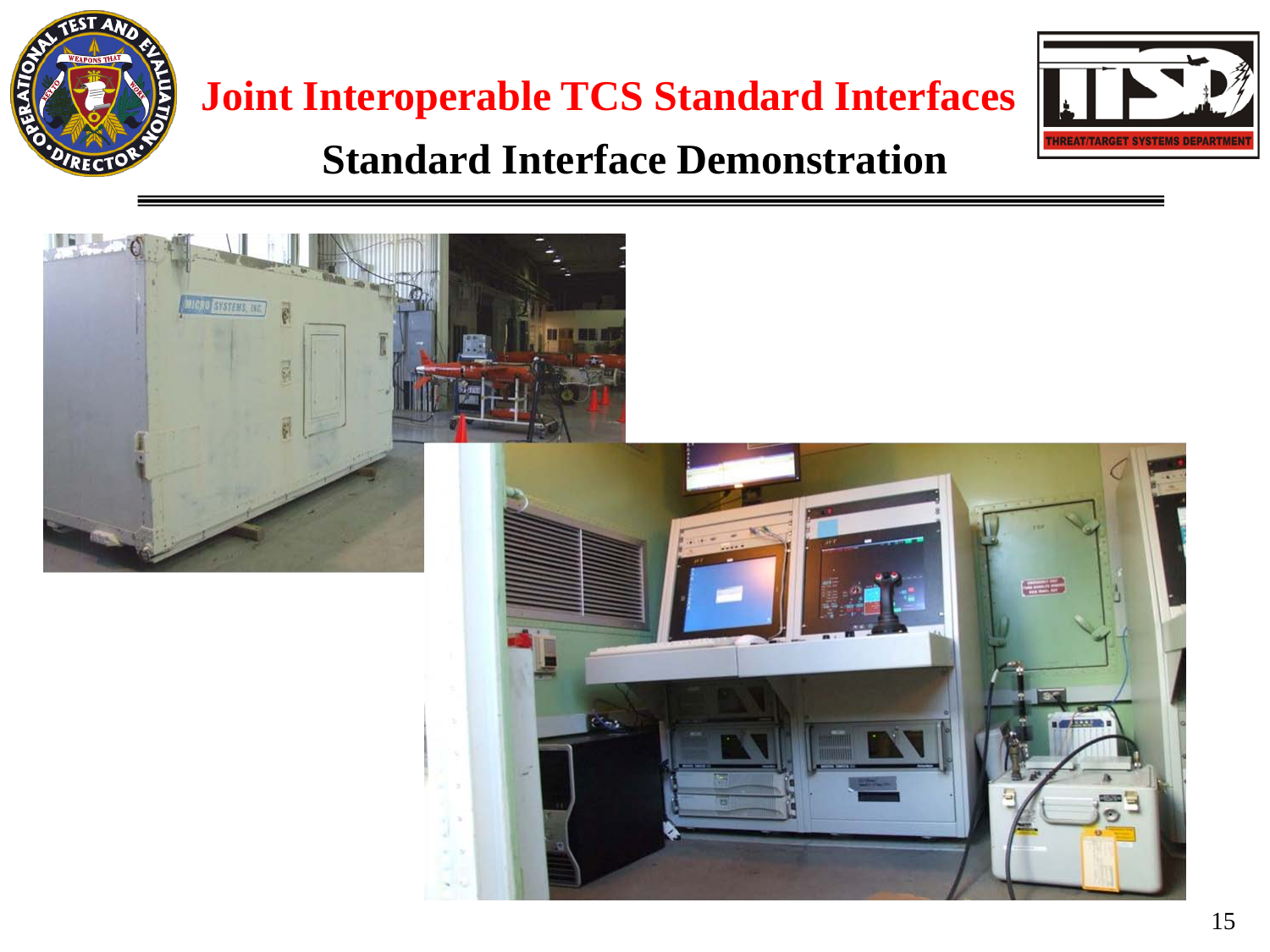# Joint Interoperable TCS Standard Interfaces

## Standard Interface Demonstration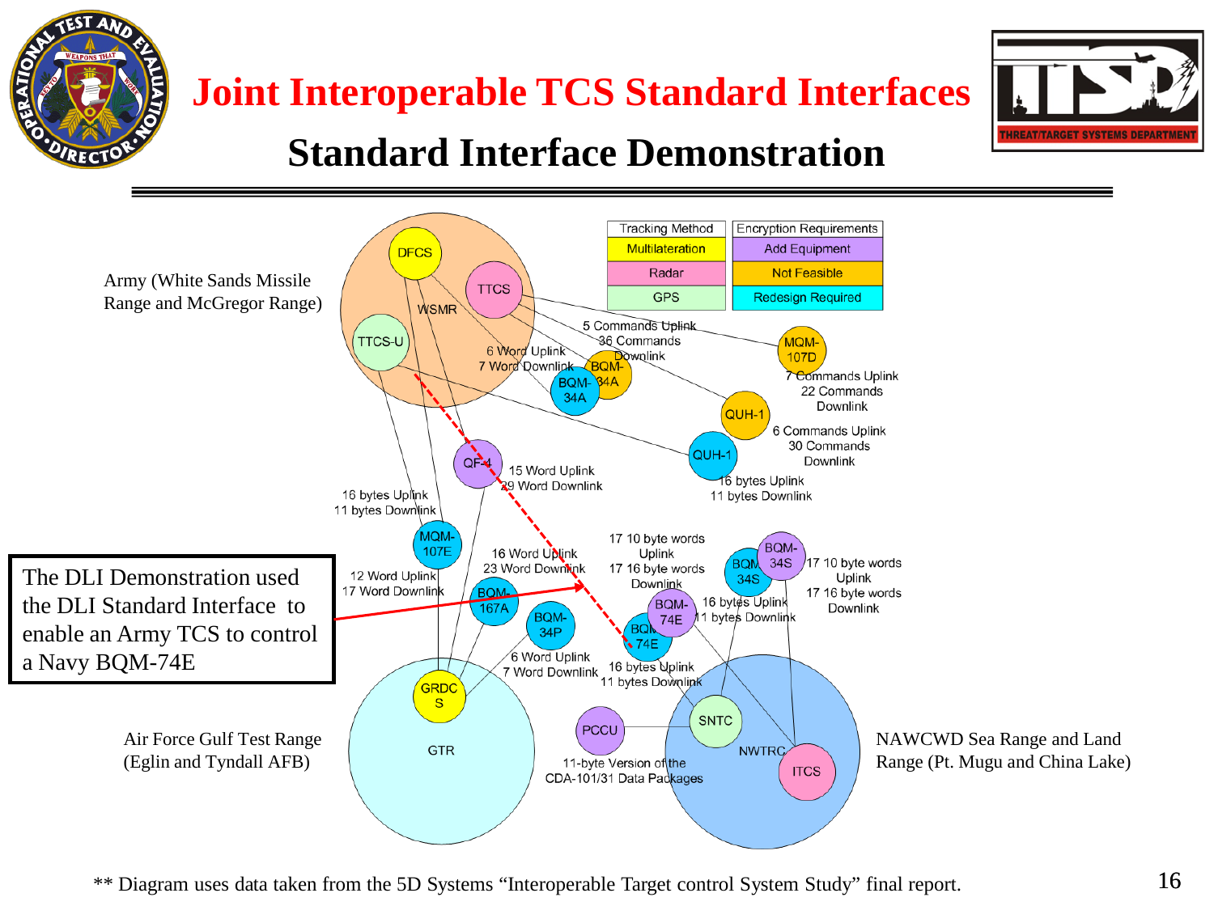# Joint Interoperable TCS Standard Interfaces

## Standard Interface Demonstration

| Tracking Method | Encryption Requirements |
| --- | --- |
| Multilateration | Add Equipment |
| Radar | Not Feasible |
| GPS | Redesign Required |

Army (White Sands Missile Range and McGregor Range)

DFCS, TTCS, WSMR, TTCS-U

5 Commands Uplink
36 Commands Downlink

6 Word Uplink
7 Word Downlink

BQM-34A, BQM-34A, MQM-107D

7 Commands Uplink
22 Commands Downlink

QUH-1, QUH-1

6 Commands Uplink
30 Commands Downlink

16 bytes Uplink
11 bytes Downlink

QF-4

15 Word Uplink
29 Word Downlink

16 bytes Uplink
11 bytes Downlink

MQM-107E

12 Word Uplink
17 Word Downlink

16 Word Uplink
23 Word Downlink

BQM-167A, BQM-34P

6 Word Uplink
7 Word Downlink

17 10 byte words Uplink
17 16 byte words Downlink

BQM-34S, BQM-34S

17 10 byte words Uplink
17 16 byte words Downlink

BQM-74E, BQM-74E

16 bytes Uplink
11 bytes Downlink

16 bytes Uplink
11 bytes Downlink

The DLI Demonstration used the DLI Standard Interface to enable an Army TCS to control a Navy BQM-74E

Air Force Gulf Test Range (Eglin and Tyndall AFB)

GRDCS, GTR

PCCU, SNTC

11-byte Version of the CDA-101/31 Data Packages

NAWCWD Sea Range and Land Range (Pt. Mugu and China Lake)

NWTRC, ITCS

** Diagram uses data taken from the 5D Systems "Interoperable Target control System Study" final report.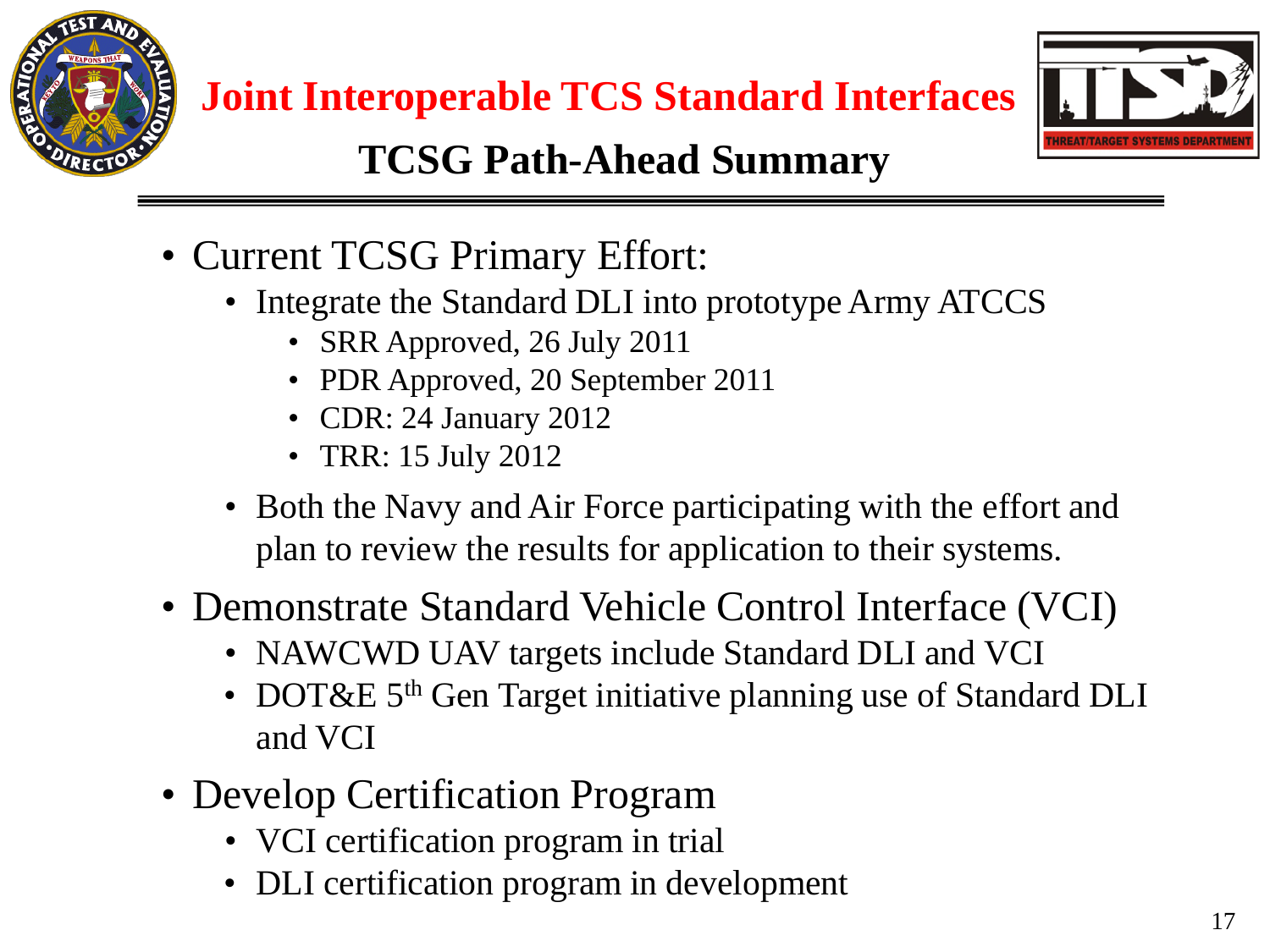# Joint Interoperable TCS Standard Interfaces

## TCSG Path-Ahead Summary

- Current TCSG Primary Effort:
  - Integrate the Standard DLI into prototype Army ATCCS
    - SRR Approved, 26 July 2011
    - PDR Approved, 20 September 2011
    - CDR: 24 January 2012
    - TRR: 15 July 2012
  - Both the Navy and Air Force participating with the effort and plan to review the results for application to their systems.
- Demonstrate Standard Vehicle Control Interface (VCI)
  - NAWCWD UAV targets include Standard DLI and VCI
  - DOT&E 5th Gen Target initiative planning use of Standard DLI and VCI
- Develop Certification Program
  - VCI certification program in trial
  - DLI certification program in development